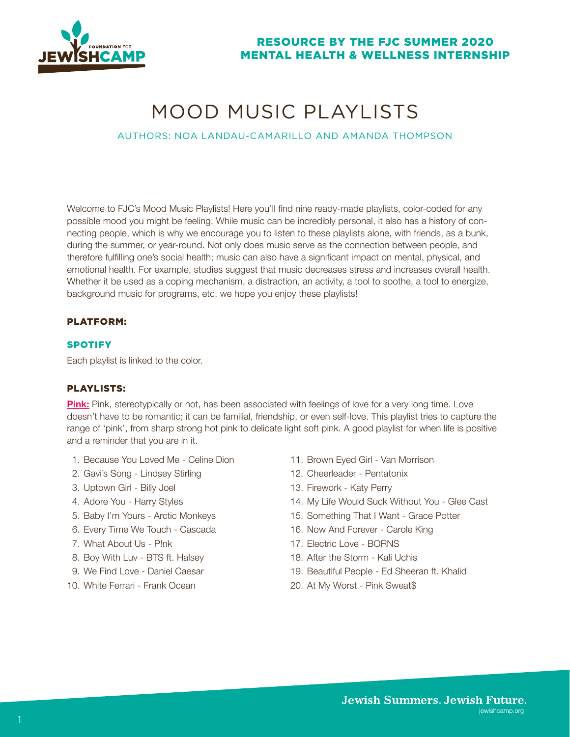RESOURCE BY THE FJC SUMMER 2020 MENTAL HEALTH & WELLNESS INTERNSHIP

# MOOD MUSIC PLAYLISTS

AUTHORS: NOA LANDAU-CAMARILLO AND AMANDA THOMPSON

Welcome to FJC's Mood Music Playlists! Here you'll find nine ready-made playlists, color-coded for any possible mood you might be feeling. While music can be incredibly personal, it also has a history of connecting people, which is why we encourage you to listen to these playlists alone, with friends, as a bunk, during the summer, or year-round. Not only does music serve as the connection between people, and therefore fulfilling one's social health; music can also have a significant impact on mental, physical, and emotional health. For example, studies suggest that music decreases stress and increases overall health. Whether it be used as a coping mechanism, a distraction, an activity, a tool to soothe, a tool to energize, background music for programs, etc. we hope you enjoy these playlists!

## PLATFORM:

### SPOTIFY

Each playlist is linked to the color.

## PLAYLISTS:

**Pink:** Pink, stereotypically or not, has been associated with feelings of love for a very long time. Love doesn't have to be romantic; it can be familial, friendship, or even self-love. This playlist tries to capture the range of 'pink', from sharp strong hot pink to delicate light soft pink. A good playlist for when life is positive and a reminder that you are in it.

1. Because You Loved Me - Celine Dion
2. Gavi's Song - Lindsey Stirling
3. Uptown Girl - Billy Joel
4. Adore You - Harry Styles
5. Baby I'm Yours - Arctic Monkeys
6. Every Time We Touch - Cascada
7. What About Us - P!nk
8. Boy With Luv - BTS ft. Halsey
9. We Find Love - Daniel Caesar
10. White Ferrari - Frank Ocean
11. Brown Eyed Girl - Van Morrison
12. Cheerleader - Pentatonix
13. Firework - Katy Perry
14. My Life Would Suck Without You - Glee Cast
15. Something That I Want - Grace Potter
16. Now And Forever - Carole King
17. Electric Love - BORNS
18. After the Storm - Kali Uchis
19. Beautiful People - Ed Sheeran ft. Khalid
20. At My Worst - Pink Sweat$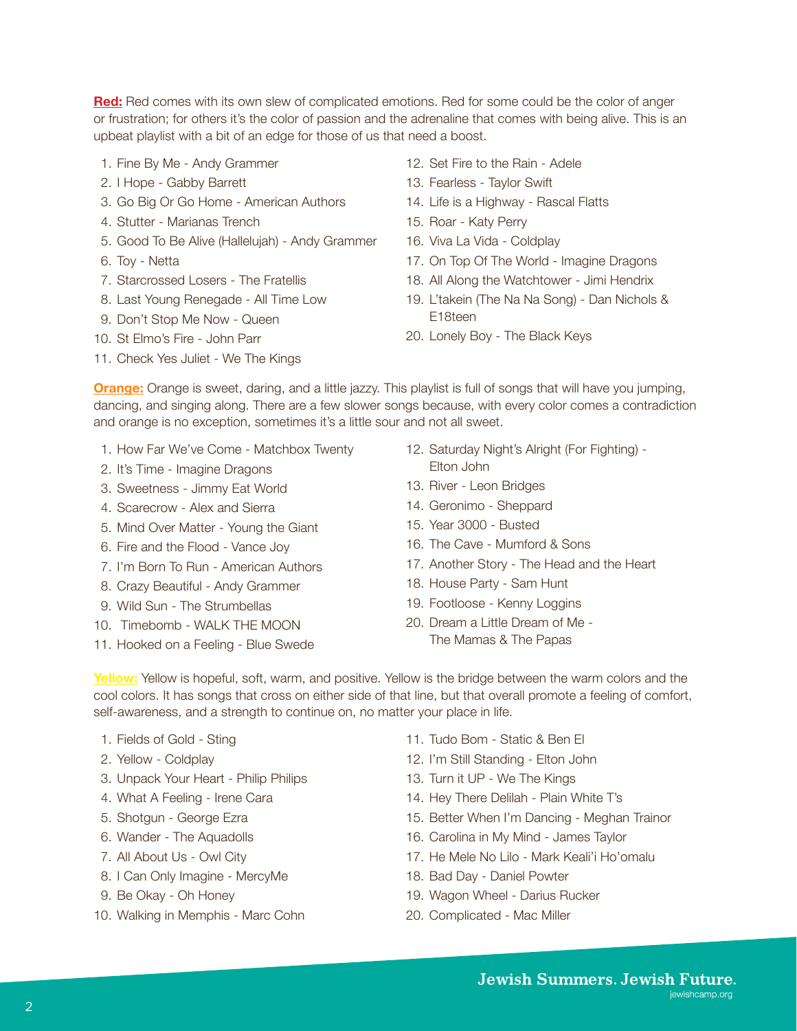**Red:** Red comes with its own slew of complicated emotions. Red for some could be the color of anger or frustration; for others it's the color of passion and the adrenaline that comes with being alive. This is an upbeat playlist with a bit of an edge for those of us that need a boost.

1. Fine By Me - Andy Grammer
2. I Hope - Gabby Barrett
3. Go Big Or Go Home - American Authors
4. Stutter - Marianas Trench
5. Good To Be Alive (Hallelujah) - Andy Grammer
6. Toy - Netta
7. Starcrossed Losers - The Fratellis
8. Last Young Renegade - All Time Low
9. Don't Stop Me Now - Queen
10. St Elmo's Fire - John Parr
11. Check Yes Juliet - We The Kings
12. Set Fire to the Rain - Adele
13. Fearless - Taylor Swift
14. Life is a Highway - Rascal Flatts
15. Roar - Katy Perry
16. Viva La Vida - Coldplay
17. On Top Of The World - Imagine Dragons
18. All Along the Watchtower - Jimi Hendrix
19. L'takein (The Na Na Song) - Dan Nichols & E18teen
20. Lonely Boy - The Black Keys

**Orange:** Orange is sweet, daring, and a little jazzy. This playlist is full of songs that will have you jumping, dancing, and singing along. There are a few slower songs because, with every color comes a contradiction and orange is no exception, sometimes it's a little sour and not all sweet.

1. How Far We've Come - Matchbox Twenty
2. It's Time - Imagine Dragons
3. Sweetness - Jimmy Eat World
4. Scarecrow - Alex and Sierra
5. Mind Over Matter - Young the Giant
6. Fire and the Flood - Vance Joy
7. I'm Born To Run - American Authors
8. Crazy Beautiful - Andy Grammer
9. Wild Sun - The Strumbellas
10. Timebomb - WALK THE MOON
11. Hooked on a Feeling - Blue Swede
12. Saturday Night's Alright (For Fighting) - Elton John
13. River - Leon Bridges
14. Geronimo - Sheppard
15. Year 3000 - Busted
16. The Cave - Mumford & Sons
17. Another Story - The Head and the Heart
18. House Party - Sam Hunt
19. Footloose - Kenny Loggins
20. Dream a Little Dream of Me - The Mamas & The Papas

**Yellow:** Yellow is hopeful, soft, warm, and positive. Yellow is the bridge between the warm colors and the cool colors. It has songs that cross on either side of that line, but that overall promote a feeling of comfort, self-awareness, and a strength to continue on, no matter your place in life.

1. Fields of Gold - Sting
2. Yellow - Coldplay
3. Unpack Your Heart - Philip Philips
4. What A Feeling - Irene Cara
5. Shotgun - George Ezra
6. Wander - The Aquadolls
7. All About Us - Owl City
8. I Can Only Imagine - MercyMe
9. Be Okay - Oh Honey
10. Walking in Memphis - Marc Cohn
11. Tudo Bom - Static & Ben El
12. I'm Still Standing - Elton John
13. Turn it UP - We The Kings
14. Hey There Delilah - Plain White T's
15. Better When I'm Dancing - Meghan Trainor
16. Carolina in My Mind - James Taylor
17. He Mele No Lilo - Mark Keali'i Ho'omalu
18. Bad Day - Daniel Powter
19. Wagon Wheel - Darius Rucker
20. Complicated - Mac Miller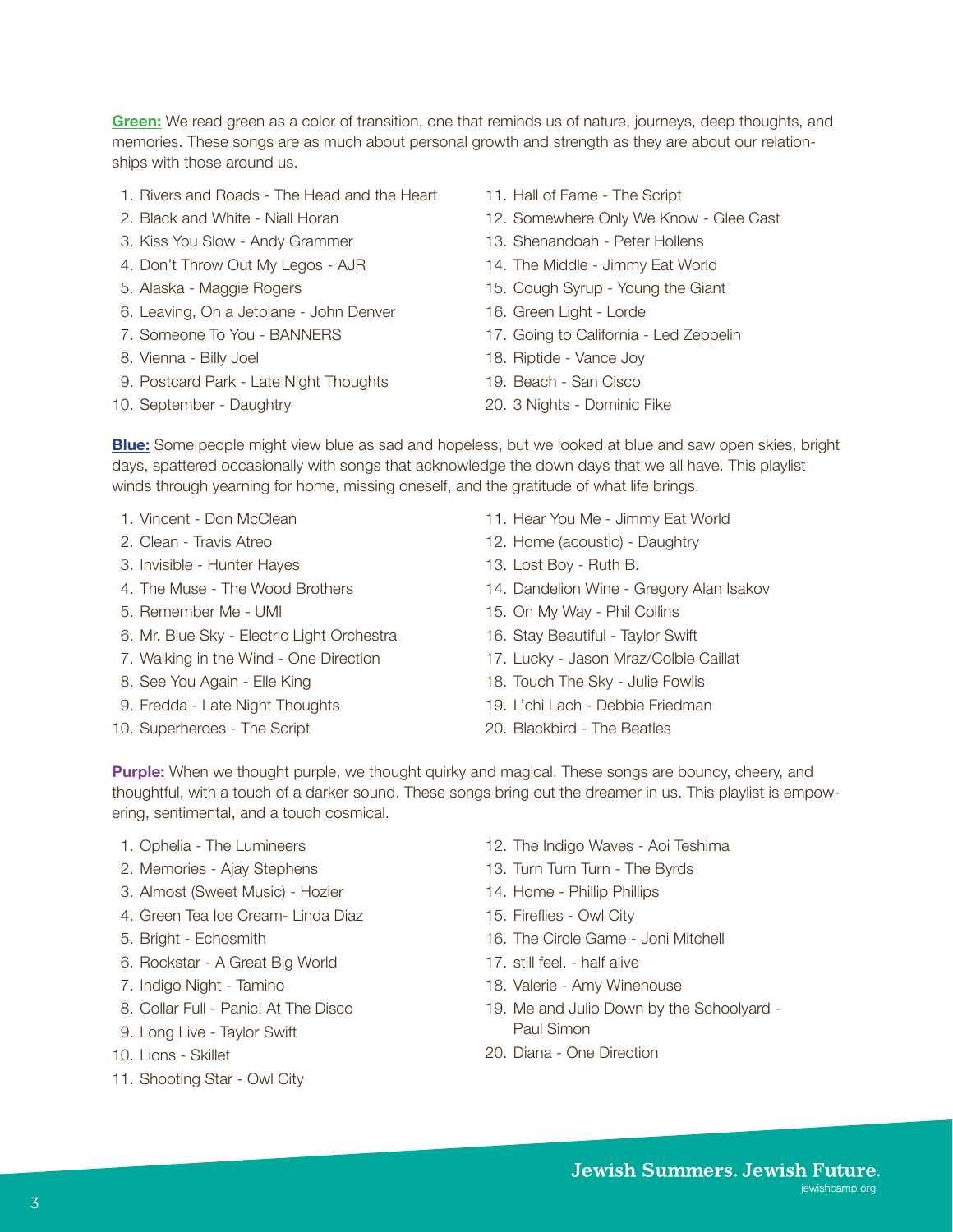**Green:** We read green as a color of transition, one that reminds us of nature, journeys, deep thoughts, and memories. These songs are as much about personal growth and strength as they are about our relationships with those around us.

1. Rivers and Roads - The Head and the Heart
2. Black and White - Niall Horan
3. Kiss You Slow - Andy Grammer
4. Don't Throw Out My Legos - AJR
5. Alaska - Maggie Rogers
6. Leaving, On a Jetplane - John Denver
7. Someone To You - BANNERS
8. Vienna - Billy Joel
9. Postcard Park - Late Night Thoughts
10. September - Daughtry
11. Hall of Fame - The Script
12. Somewhere Only We Know - Glee Cast
13. Shenandoah - Peter Hollens
14. The Middle - Jimmy Eat World
15. Cough Syrup - Young the Giant
16. Green Light - Lorde
17. Going to California - Led Zeppelin
18. Riptide - Vance Joy
19. Beach - San Cisco
20. 3 Nights - Dominic Fike

**Blue:** Some people might view blue as sad and hopeless, but we looked at blue and saw open skies, bright days, spattered occasionally with songs that acknowledge the down days that we all have. This playlist winds through yearning for home, missing oneself, and the gratitude of what life brings.

1. Vincent - Don McClean
2. Clean - Travis Atreo
3. Invisible - Hunter Hayes
4. The Muse - The Wood Brothers
5. Remember Me - UMI
6. Mr. Blue Sky - Electric Light Orchestra
7. Walking in the Wind - One Direction
8. See You Again - Elle King
9. Fredda - Late Night Thoughts
10. Superheroes - The Script
11. Hear You Me - Jimmy Eat World
12. Home (acoustic) - Daughtry
13. Lost Boy - Ruth B.
14. Dandelion Wine - Gregory Alan Isakov
15. On My Way - Phil Collins
16. Stay Beautiful - Taylor Swift
17. Lucky - Jason Mraz/Colbie Caillat
18. Touch The Sky - Julie Fowlis
19. L'chi Lach - Debbie Friedman
20. Blackbird - The Beatles

**Purple:** When we thought purple, we thought quirky and magical. These songs are bouncy, cheery, and thoughtful, with a touch of a darker sound. These songs bring out the dreamer in us. This playlist is empowering, sentimental, and a touch cosmical.

1. Ophelia - The Lumineers
2. Memories - Ajay Stephens
3. Almost (Sweet Music) - Hozier
4. Green Tea Ice Cream- Linda Diaz
5. Bright - Echosmith
6. Rockstar - A Great Big World
7. Indigo Night - Tamino
8. Collar Full - Panic! At The Disco
9. Long Live - Taylor Swift
10. Lions - Skillet
11. Shooting Star - Owl City
12. The Indigo Waves - Aoi Teshima
13. Turn Turn Turn - The Byrds
14. Home - Phillip Phillips
15. Fireflies - Owl City
16. The Circle Game - Joni Mitchell
17. still feel. - half alive
18. Valerie - Amy Winehouse
19. Me and Julio Down by the Schoolyard - Paul Simon
20. Diana - One Direction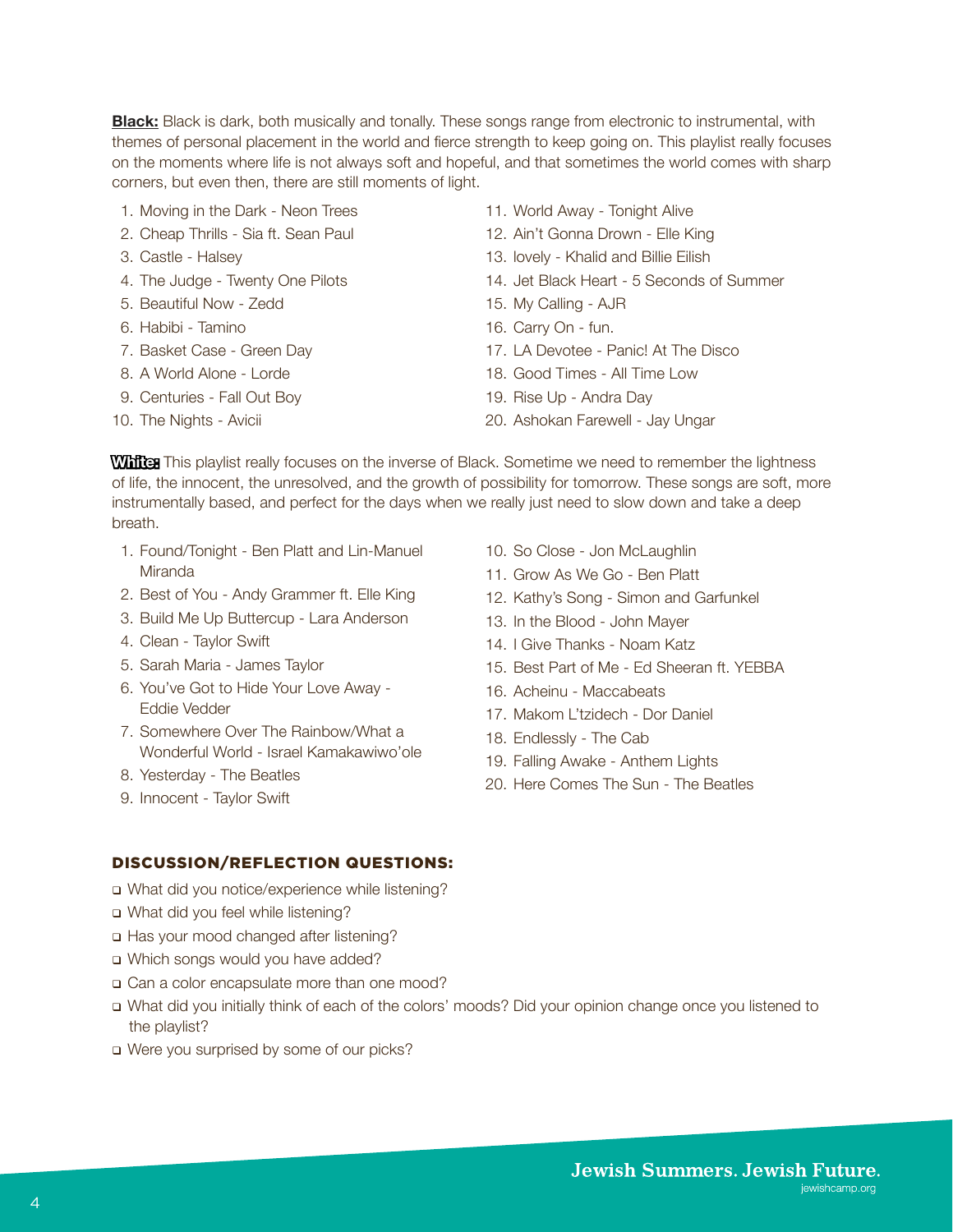**Black:** Black is dark, both musically and tonally. These songs range from electronic to instrumental, with themes of personal placement in the world and fierce strength to keep going on. This playlist really focuses on the moments where life is not always soft and hopeful, and that sometimes the world comes with sharp corners, but even then, there are still moments of light.

1. Moving in the Dark - Neon Trees
2. Cheap Thrills - Sia ft. Sean Paul
3. Castle - Halsey
4. The Judge - Twenty One Pilots
5. Beautiful Now - Zedd
6. Habibi - Tamino
7. Basket Case - Green Day
8. A World Alone - Lorde
9. Centuries - Fall Out Boy
10. The Nights - Avicii
11. World Away - Tonight Alive
12. Ain't Gonna Drown - Elle King
13. lovely - Khalid and Billie Eilish
14. Jet Black Heart - 5 Seconds of Summer
15. My Calling - AJR
16. Carry On - fun.
17. LA Devotee - Panic! At The Disco
18. Good Times - All Time Low
19. Rise Up - Andra Day
20. Ashokan Farewell - Jay Ungar

**White:** This playlist really focuses on the inverse of Black. Sometime we need to remember the lightness of life, the innocent, the unresolved, and the growth of possibility for tomorrow. These songs are soft, more instrumentally based, and perfect for the days when we really just need to slow down and take a deep breath.

1. Found/Tonight - Ben Platt and Lin-Manuel Miranda
2. Best of You - Andy Grammer ft. Elle King
3. Build Me Up Buttercup - Lara Anderson
4. Clean - Taylor Swift
5. Sarah Maria - James Taylor
6. You've Got to Hide Your Love Away - Eddie Vedder
7. Somewhere Over The Rainbow/What a Wonderful World - Israel Kamakawiwo'ole
8. Yesterday - The Beatles
9. Innocent - Taylor Swift
10. So Close - Jon McLaughlin
11. Grow As We Go - Ben Platt
12. Kathy's Song - Simon and Garfunkel
13. In the Blood - John Mayer
14. I Give Thanks - Noam Katz
15. Best Part of Me - Ed Sheeran ft. YEBBA
16. Acheinu - Maccabeats
17. Makom L'tzidech - Dor Daniel
18. Endlessly - The Cab
19. Falling Awake - Anthem Lights
20. Here Comes The Sun - The Beatles

### DISCUSSION/REFLECTION QUESTIONS:

- ❑ What did you notice/experience while listening?
- ❑ What did you feel while listening?
- ❑ Has your mood changed after listening?
- ❑ Which songs would you have added?
- ❑ Can a color encapsulate more than one mood?
- ❑ What did you initially think of each of the colors' moods? Did your opinion change once you listened to the playlist?
- ❑ Were you surprised by some of our picks?

Jewish Summers. Jewish Future.
jewishcamp.org